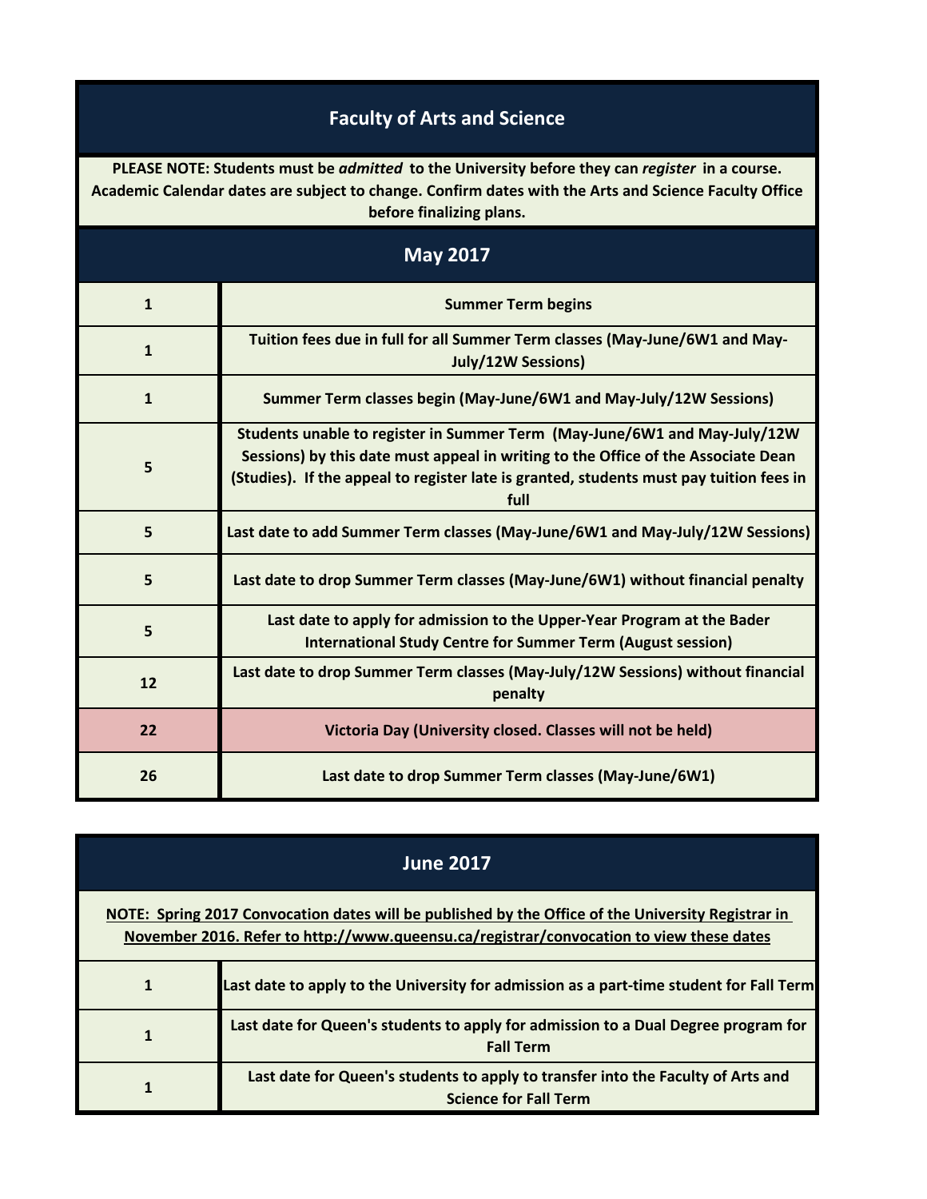# Faculty of Arts and Science

**PLEASE NOTE: Students must be *admitted* to the University before they can *register* in a course. Academic Calendar dates are subject to change. Confirm dates with the Arts and Science Faculty Office before finalizing plans.**

## May 2017

| Date | Event |
|---|---|
| 1 | Summer Term begins |
| 1 | Tuition fees due in full for all Summer Term classes (May-June/6W1 and May-July/12W Sessions) |
| 1 | Summer Term classes begin (May-June/6W1 and May-July/12W Sessions) |
| 5 | Students unable to register in Summer Term (May-June/6W1 and May-July/12W Sessions) by this date must appeal in writing to the Office of the Associate Dean (Studies). If the appeal to register late is granted, students must pay tuition fees in full |
| 5 | Last date to add Summer Term classes (May-June/6W1 and May-July/12W Sessions) |
| 5 | Last date to drop Summer Term classes (May-June/6W1) without financial penalty |
| 5 | Last date to apply for admission to the Upper-Year Program at the Bader International Study Centre for Summer Term (August session) |
| 12 | Last date to drop Summer Term classes (May-July/12W Sessions) without financial penalty |
| 22 | Victoria Day (University closed. Classes will not be held) |
| 26 | Last date to drop Summer Term classes (May-June/6W1) |

## June 2017

**NOTE: Spring 2017 Convocation dates will be published by the Office of the University Registrar in November 2016. Refer to http://www.queensu.ca/registrar/convocation to view these dates**

| Date | Event |
|---|---|
| 1 | Last date to apply to the University for admission as a part-time student for Fall Term |
| 1 | Last date for Queen's students to apply for admission to a Dual Degree program for Fall Term |
| 1 | Last date for Queen's students to apply to transfer into the Faculty of Arts and Science for Fall Term |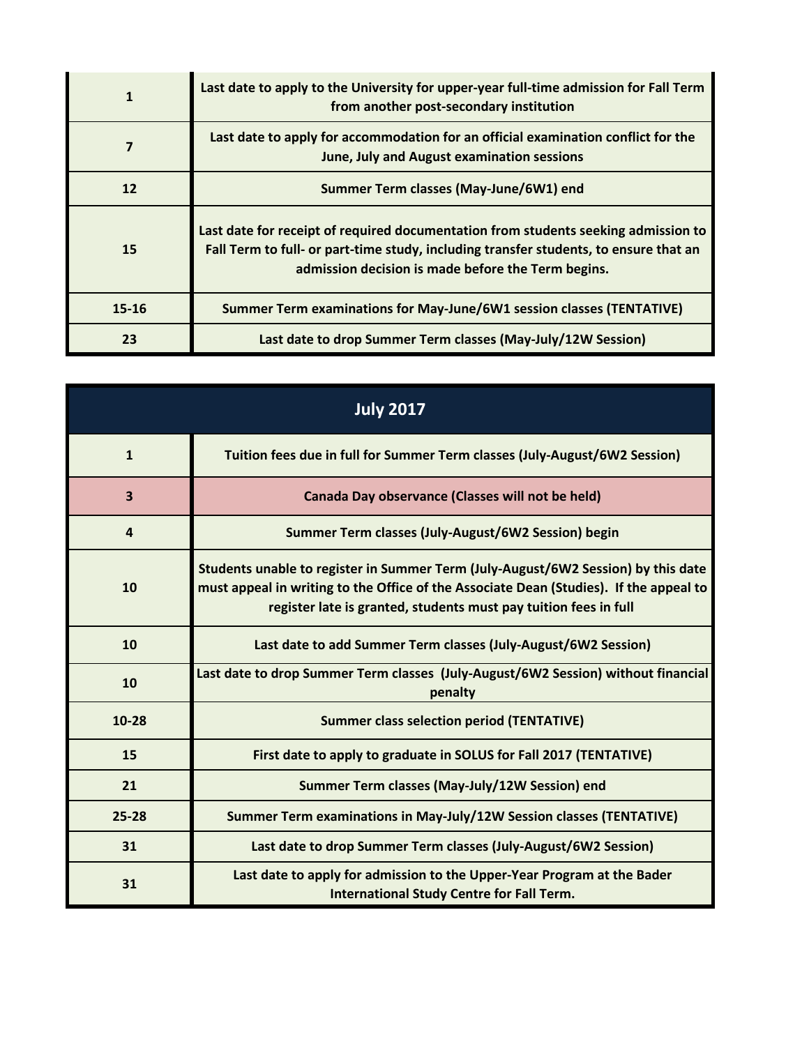| | |
|---|---|
| **1** | **Last date to apply to the University for upper-year full-time admission for Fall Term from another post-secondary institution** |
| **7** | **Last date to apply for accommodation for an official examination conflict for the June, July and August examination sessions** |
| **12** | **Summer Term classes (May-June/6W1) end** |
| **15** | **Last date for receipt of required documentation from students seeking admission to Fall Term to full- or part-time study, including transfer students, to ensure that an admission decision is made before the Term begins.** |
| **15-16** | **Summer Term examinations for May-June/6W1 session classes (TENTATIVE)** |
| **23** | **Last date to drop Summer Term classes (May-July/12W Session)** |

## July 2017

| | |
|---|---|
| **1** | **Tuition fees due in full for Summer Term classes (July-August/6W2 Session)** |
| **3** | **Canada Day observance (Classes will not be held)** |
| **4** | **Summer Term classes (July-August/6W2 Session) begin** |
| **10** | **Students unable to register in Summer Term (July-August/6W2 Session) by this date must appeal in writing to the Office of the Associate Dean (Studies). If the appeal to register late is granted, students must pay tuition fees in full** |
| **10** | **Last date to add Summer Term classes (July-August/6W2 Session)** |
| **10** | **Last date to drop Summer Term classes (July-August/6W2 Session) without financial penalty** |
| **10-28** | **Summer class selection period (TENTATIVE)** |
| **15** | **First date to apply to graduate in SOLUS for Fall 2017 (TENTATIVE)** |
| **21** | **Summer Term classes (May-July/12W Session) end** |
| **25-28** | **Summer Term examinations in May-July/12W Session classes (TENTATIVE)** |
| **31** | **Last date to drop Summer Term classes (July-August/6W2 Session)** |
| **31** | **Last date to apply for admission to the Upper-Year Program at the Bader International Study Centre for Fall Term.** |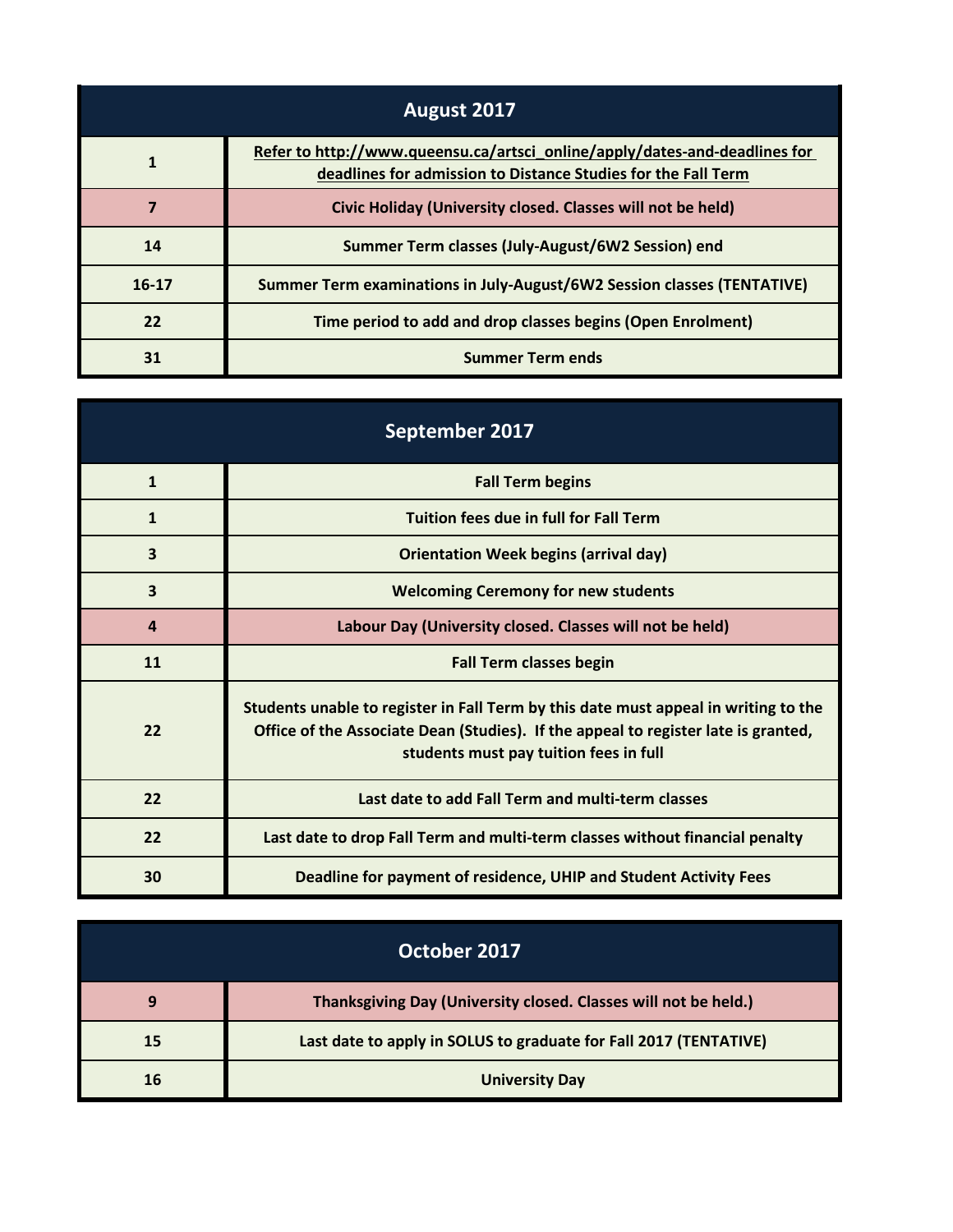| August 2017 | |
|---|---|
| 1 | Refer to http://www.queensu.ca/artsci_online/apply/dates-and-deadlines for deadlines for admission to Distance Studies for the Fall Term |
| 7 | Civic Holiday (University closed. Classes will not be held) |
| 14 | Summer Term classes (July-August/6W2 Session) end |
| 16-17 | Summer Term examinations in July-August/6W2 Session classes (TENTATIVE) |
| 22 | Time period to add and drop classes begins (Open Enrolment) |
| 31 | Summer Term ends |

| September 2017 | |
|---|---|
| 1 | Fall Term begins |
| 1 | Tuition fees due in full for Fall Term |
| 3 | Orientation Week begins (arrival day) |
| 3 | Welcoming Ceremony for new students |
| 4 | Labour Day (University closed. Classes will not be held) |
| 11 | Fall Term classes begin |
| 22 | Students unable to register in Fall Term by this date must appeal in writing to the Office of the Associate Dean (Studies). If the appeal to register late is granted, students must pay tuition fees in full |
| 22 | Last date to add Fall Term and multi-term classes |
| 22 | Last date to drop Fall Term and multi-term classes without financial penalty |
| 30 | Deadline for payment of residence, UHIP and Student Activity Fees |

| October 2017 | |
|---|---|
| 9 | Thanksgiving Day (University closed. Classes will not be held.) |
| 15 | Last date to apply in SOLUS to graduate for Fall 2017 (TENTATIVE) |
| 16 | University Day |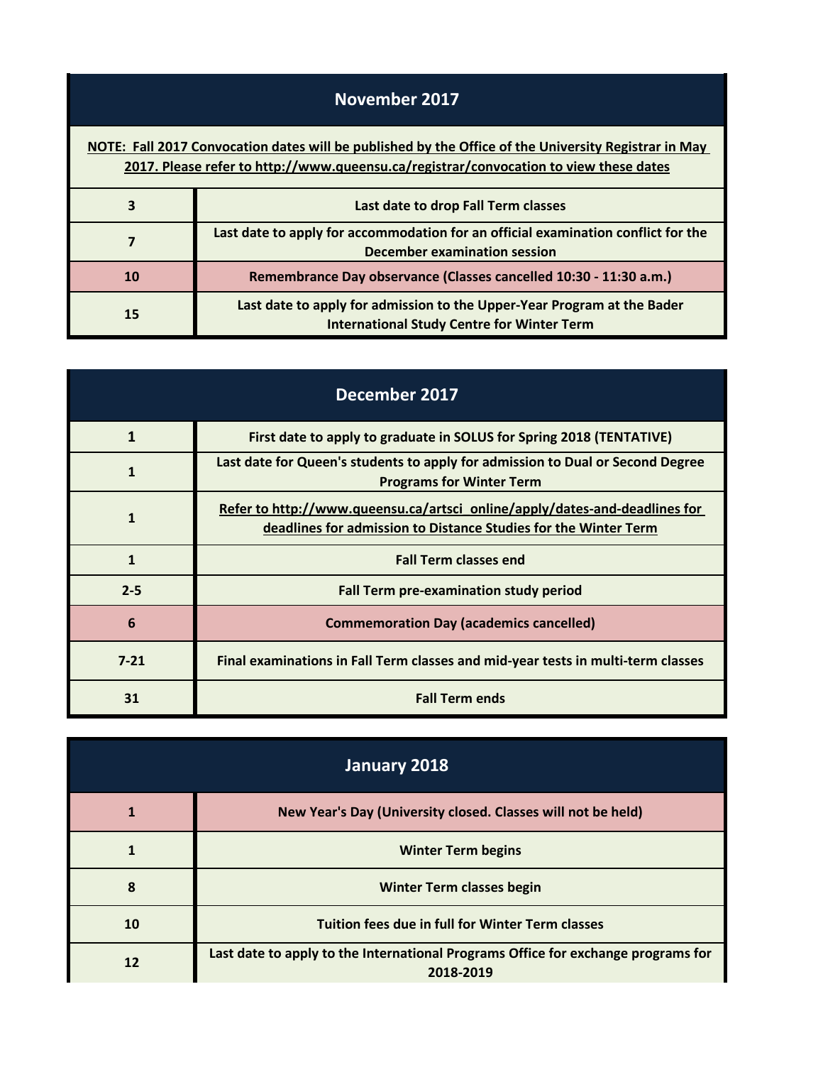## November 2017

**NOTE: Fall 2017 Convocation dates will be published by the Office of the University Registrar in May 2017. Please refer to http://www.queensu.ca/registrar/convocation to view these dates**

| Date | Event |
|---|---|
| 3 | Last date to drop Fall Term classes |
| 7 | Last date to apply for accommodation for an official examination conflict for the December examination session |
| 10 | Remembrance Day observance (Classes cancelled 10:30 - 11:30 a.m.) |
| 15 | Last date to apply for admission to the Upper-Year Program at the Bader International Study Centre for Winter Term |

## December 2017

| Date | Event |
|---|---|
| 1 | First date to apply to graduate in SOLUS for Spring 2018 (TENTATIVE) |
| 1 | Last date for Queen's students to apply for admission to Dual or Second Degree Programs for Winter Term |
| 1 | Refer to http://www.queensu.ca/artsci_online/apply/dates-and-deadlines for deadlines for admission to Distance Studies for the Winter Term |
| 1 | Fall Term classes end |
| 2-5 | Fall Term pre-examination study period |
| 6 | Commemoration Day (academics cancelled) |
| 7-21 | Final examinations in Fall Term classes and mid-year tests in multi-term classes |
| 31 | Fall Term ends |

## January 2018

| Date | Event |
|---|---|
| 1 | New Year's Day (University closed. Classes will not be held) |
| 1 | Winter Term begins |
| 8 | Winter Term classes begin |
| 10 | Tuition fees due in full for Winter Term classes |
| 12 | Last date to apply to the International Programs Office for exchange programs for 2018-2019 |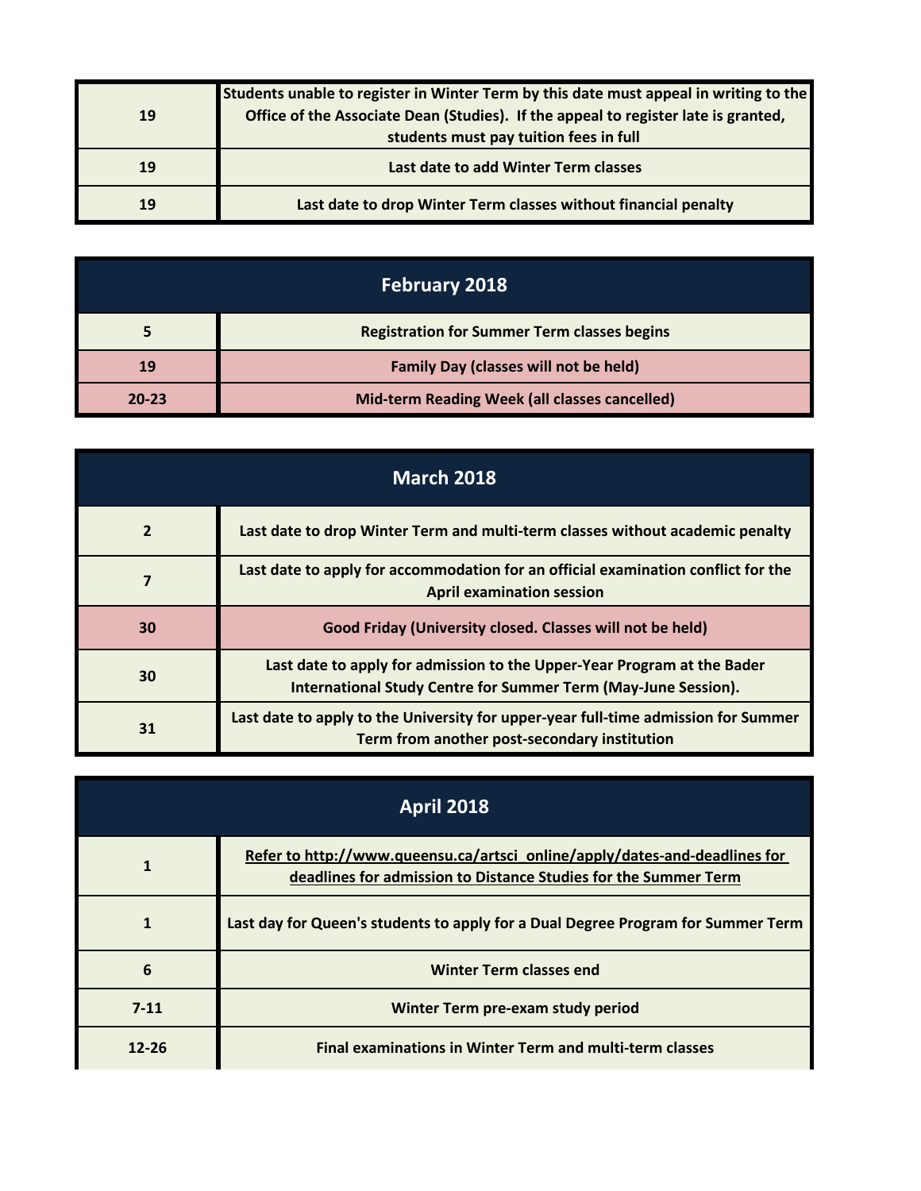| | |
|---|---|
| 19 | Students unable to register in Winter Term by this date must appeal in writing to the Office of the Associate Dean (Studies). If the appeal to register late is granted, students must pay tuition fees in full |
| 19 | Last date to add Winter Term classes |
| 19 | Last date to drop Winter Term classes without financial penalty |

| February 2018 | |
|---|---|
| 5 | Registration for Summer Term classes begins |
| 19 | Family Day (classes will not be held) |
| 20-23 | Mid-term Reading Week (all classes cancelled) |

| March 2018 | |
|---|---|
| 2 | Last date to drop Winter Term and multi-term classes without academic penalty |
| 7 | Last date to apply for accommodation for an official examination conflict for the April examination session |
| 30 | Good Friday (University closed. Classes will not be held) |
| 30 | Last date to apply for admission to the Upper-Year Program at the Bader International Study Centre for Summer Term (May-June Session). |
| 31 | Last date to apply to the University for upper-year full-time admission for Summer Term from another post-secondary institution |

| April 2018 | |
|---|---|
| 1 | Refer to http://www.queensu.ca/artsci_online/apply/dates-and-deadlines for deadlines for admission to Distance Studies for the Summer Term |
| 1 | Last day for Queen's students to apply for a Dual Degree Program for Summer Term |
| 6 | Winter Term classes end |
| 7-11 | Winter Term pre-exam study period |
| 12-26 | Final examinations in Winter Term and multi-term classes |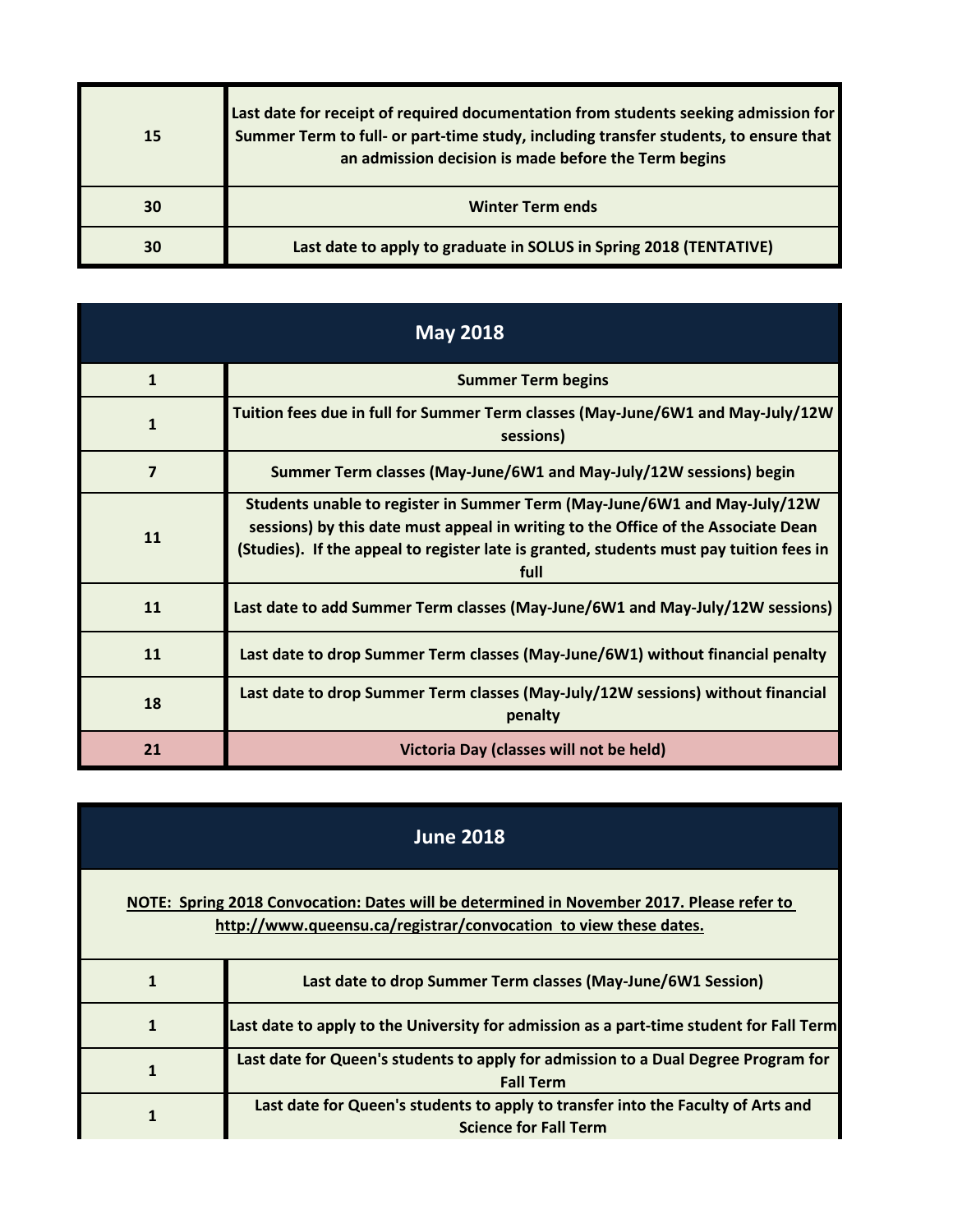| | |
|---|---|
| 15 | Last date for receipt of required documentation from students seeking admission for Summer Term to full- or part-time study, including transfer students, to ensure that an admission decision is made before the Term begins |
| 30 | Winter Term ends |
| 30 | Last date to apply to graduate in SOLUS in Spring 2018 (TENTATIVE) |

## May 2018

| | |
|---|---|
| 1 | Summer Term begins |
| 1 | Tuition fees due in full for Summer Term classes (May-June/6W1 and May-July/12W sessions) |
| 7 | Summer Term classes (May-June/6W1 and May-July/12W sessions) begin |
| 11 | Students unable to register in Summer Term (May-June/6W1 and May-July/12W sessions) by this date must appeal in writing to the Office of the Associate Dean (Studies). If the appeal to register late is granted, students must pay tuition fees in full |
| 11 | Last date to add Summer Term classes (May-June/6W1 and May-July/12W sessions) |
| 11 | Last date to drop Summer Term classes (May-June/6W1) without financial penalty |
| 18 | Last date to drop Summer Term classes (May-July/12W sessions) without financial penalty |
| 21 | Victoria Day (classes will not be held) |

## June 2018

NOTE: Spring 2018 Convocation: Dates will be determined in November 2017. Please refer to http://www.queensu.ca/registrar/convocation to view these dates.

| | |
|---|---|
| 1 | Last date to drop Summer Term classes (May-June/6W1 Session) |
| 1 | Last date to apply to the University for admission as a part-time student for Fall Term |
| 1 | Last date for Queen's students to apply for admission to a Dual Degree Program for Fall Term |
| 1 | Last date for Queen's students to apply to transfer into the Faculty of Arts and Science for Fall Term |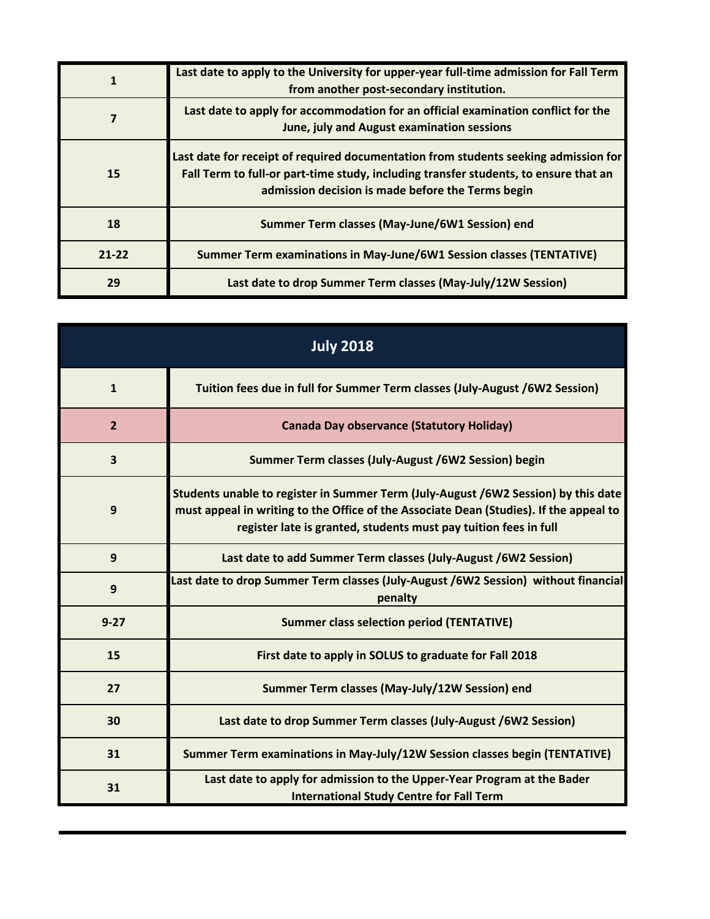| | |
|---|---|
| 1 | Last date to apply to the University for upper-year full-time admission for Fall Term from another post-secondary institution. |
| 7 | Last date to apply for accommodation for an official examination conflict for the June, july and August examination sessions |
| 15 | Last date for receipt of required documentation from students seeking admission for Fall Term to full-or part-time study, including transfer students, to ensure that an admission decision is made before the Terms begin |
| 18 | Summer Term classes (May-June/6W1 Session) end |
| 21-22 | Summer Term examinations in May-June/6W1 Session classes (TENTATIVE) |
| 29 | Last date to drop Summer Term classes (May-July/12W Session) |

## July 2018

| | |
|---|---|
| 1 | Tuition fees due in full for Summer Term classes (July-August /6W2 Session) |
| 2 | Canada Day observance (Statutory Holiday) |
| 3 | Summer Term classes (July-August /6W2 Session) begin |
| 9 | Students unable to register in Summer Term (July-August /6W2 Session) by this date must appeal in writing to the Office of the Associate Dean (Studies). If the appeal to register late is granted, students must pay tuition fees in full |
| 9 | Last date to add Summer Term classes (July-August /6W2 Session) |
| 9 | Last date to drop Summer Term classes (July-August /6W2 Session) without financial penalty |
| 9-27 | Summer class selection period (TENTATIVE) |
| 15 | First date to apply in SOLUS to graduate for Fall 2018 |
| 27 | Summer Term classes (May-July/12W Session) end |
| 30 | Last date to drop Summer Term classes (July-August /6W2 Session) |
| 31 | Summer Term examinations in May-July/12W Session classes begin (TENTATIVE) |
| 31 | Last date to apply for admission to the Upper-Year Program at the Bader International Study Centre for Fall Term |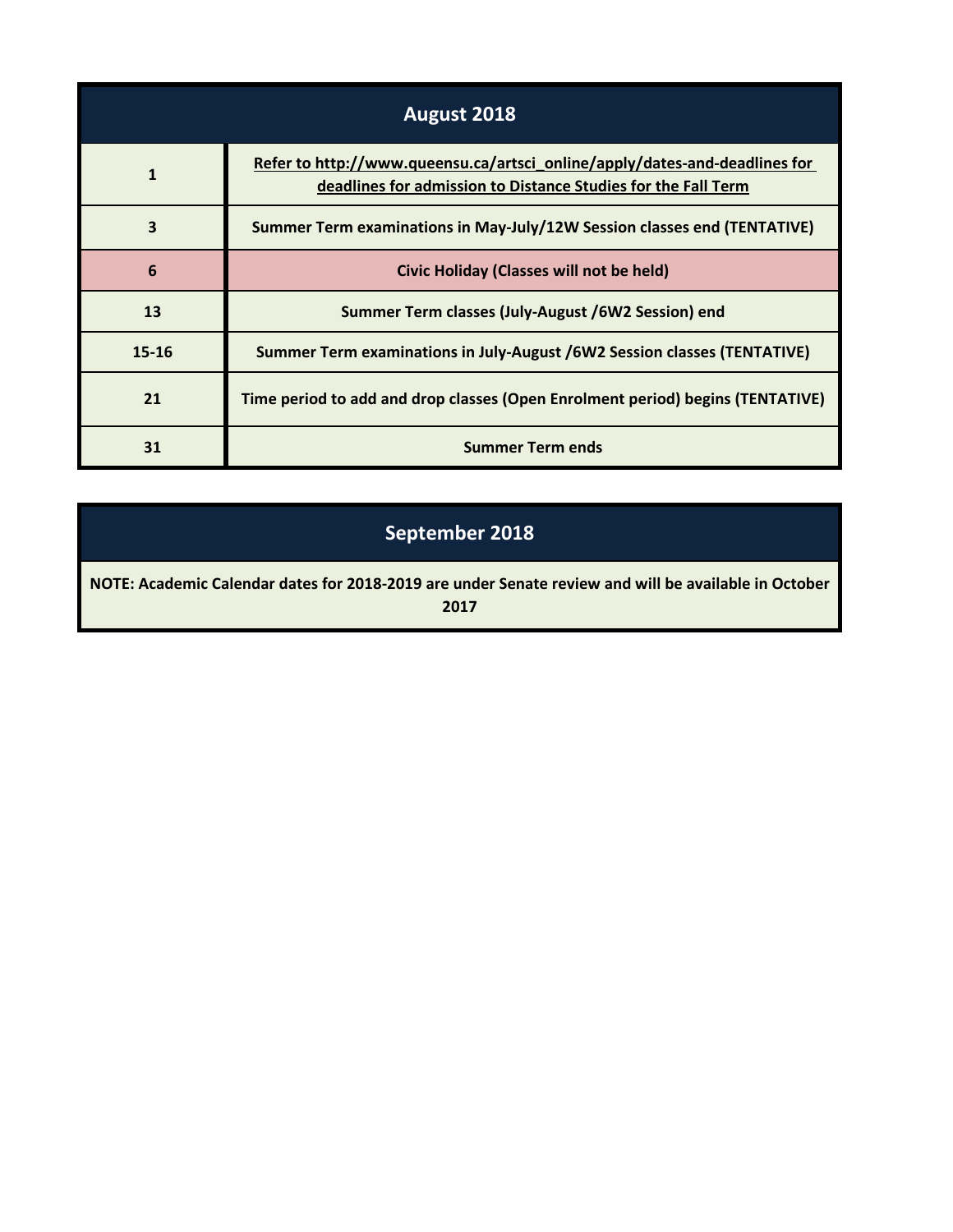| August 2018 | |
|---|---|
| 1 | Refer to http://www.queensu.ca/artsci_online/apply/dates-and-deadlines for deadlines for admission to Distance Studies for the Fall Term |
| 3 | Summer Term examinations in May-July/12W Session classes end (TENTATIVE) |
| 6 | Civic Holiday (Classes will not be held) |
| 13 | Summer Term classes (July-August /6W2 Session) end |
| 15-16 | Summer Term examinations in July-August /6W2 Session classes (TENTATIVE) |
| 21 | Time period to add and drop classes (Open Enrolment period) begins (TENTATIVE) |
| 31 | Summer Term ends |

| September 2018 |
|---|
| NOTE: Academic Calendar dates for 2018-2019 are under Senate review and will be available in October 2017 |